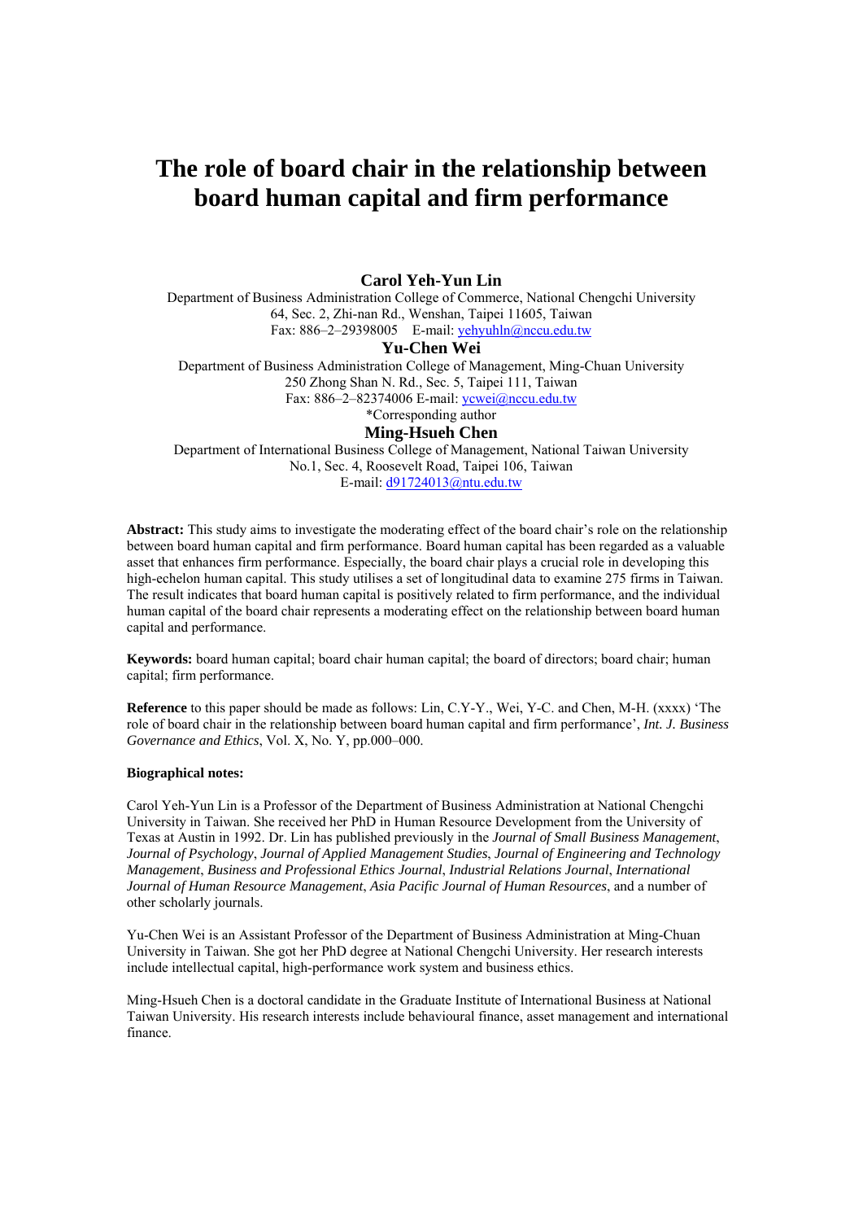# The role of board chair in the relationship between board human capital and firm performance

**Carol Yeh-Yun Lin**

Department of Business Administration College of Commerce, National Chengchi University
64, Sec. 2, Zhi-nan Rd., Wenshan, Taipei 11605, Taiwan
Fax: 886–2–29398005 E-mail: yehyuhln@nccu.edu.tw

**Yu-Chen Wei**

Department of Business Administration College of Management, Ming-Chuan University
250 Zhong Shan N. Rd., Sec. 5, Taipei 111, Taiwan
Fax: 886–2–82374006 E-mail: ycwei@nccu.edu.tw
*Corresponding author

**Ming-Hsueh Chen**

Department of International Business College of Management, National Taiwan University
No.1, Sec. 4, Roosevelt Road, Taipei 106, Taiwan
E-mail: d91724013@ntu.edu.tw

**Abstract:** This study aims to investigate the moderating effect of the board chair's role on the relationship between board human capital and firm performance. Board human capital has been regarded as a valuable asset that enhances firm performance. Especially, the board chair plays a crucial role in developing this high-echelon human capital. This study utilises a set of longitudinal data to examine 275 firms in Taiwan. The result indicates that board human capital is positively related to firm performance, and the individual human capital of the board chair represents a moderating effect on the relationship between board human capital and performance.

**Keywords:** board human capital; board chair human capital; the board of directors; board chair; human capital; firm performance.

**Reference** to this paper should be made as follows: Lin, C.Y-Y., Wei, Y-C. and Chen, M-H. (xxxx) 'The role of board chair in the relationship between board human capital and firm performance', *Int. J. Business Governance and Ethics*, Vol. X, No. Y, pp.000–000.

**Biographical notes:**

Carol Yeh-Yun Lin is a Professor of the Department of Business Administration at National Chengchi University in Taiwan. She received her PhD in Human Resource Development from the University of Texas at Austin in 1992. Dr. Lin has published previously in the *Journal of Small Business Management*, *Journal of Psychology*, *Journal of Applied Management Studies*, *Journal of Engineering and Technology Management*, *Business and Professional Ethics Journal*, *Industrial Relations Journal*, *International Journal of Human Resource Management*, *Asia Pacific Journal of Human Resources*, and a number of other scholarly journals.

Yu-Chen Wei is an Assistant Professor of the Department of Business Administration at Ming-Chuan University in Taiwan. She got her PhD degree at National Chengchi University. Her research interests include intellectual capital, high-performance work system and business ethics.

Ming-Hsueh Chen is a doctoral candidate in the Graduate Institute of International Business at National Taiwan University. His research interests include behavioural finance, asset management and international finance.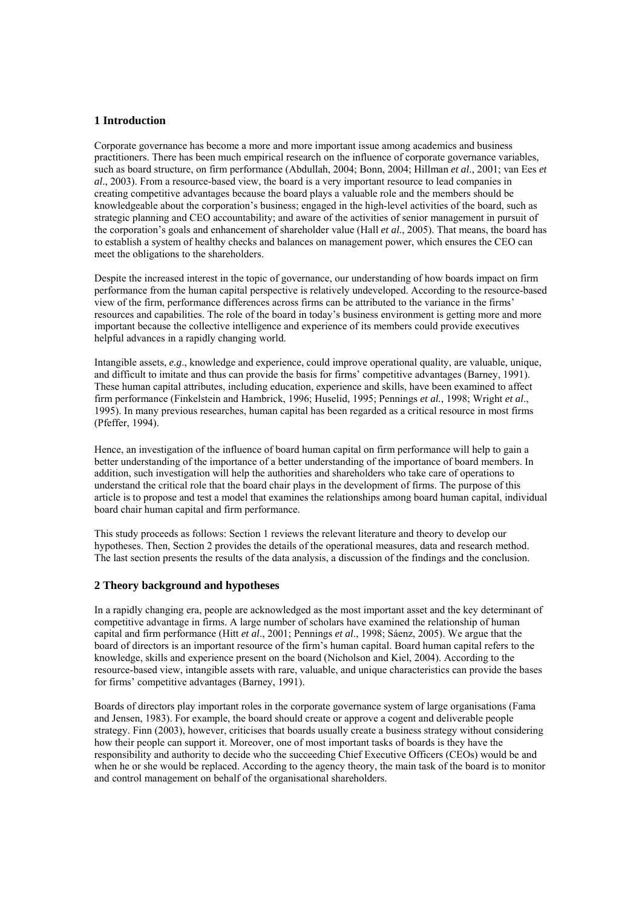## 1 Introduction

Corporate governance has become a more and more important issue among academics and business practitioners. There has been much empirical research on the influence of corporate governance variables, such as board structure, on firm performance (Abdullah, 2004; Bonn, 2004; Hillman *et al*., 2001; van Ees *et al*., 2003). From a resource-based view, the board is a very important resource to lead companies in creating competitive advantages because the board plays a valuable role and the members should be knowledgeable about the corporation's business; engaged in the high-level activities of the board, such as strategic planning and CEO accountability; and aware of the activities of senior management in pursuit of the corporation's goals and enhancement of shareholder value (Hall *et al*., 2005). That means, the board has to establish a system of healthy checks and balances on management power, which ensures the CEO can meet the obligations to the shareholders.

Despite the increased interest in the topic of governance, our understanding of how boards impact on firm performance from the human capital perspective is relatively undeveloped. According to the resource-based view of the firm, performance differences across firms can be attributed to the variance in the firms' resources and capabilities. The role of the board in today's business environment is getting more and more important because the collective intelligence and experience of its members could provide executives helpful advances in a rapidly changing world.

Intangible assets, *e.g*., knowledge and experience, could improve operational quality, are valuable, unique, and difficult to imitate and thus can provide the basis for firms' competitive advantages (Barney, 1991). These human capital attributes, including education, experience and skills, have been examined to affect firm performance (Finkelstein and Hambrick, 1996; Huselid, 1995; Pennings *et al.*, 1998; Wright *et al*., 1995). In many previous researches, human capital has been regarded as a critical resource in most firms (Pfeffer, 1994).

Hence, an investigation of the influence of board human capital on firm performance will help to gain a better understanding of the importance of a better understanding of the importance of board members. In addition, such investigation will help the authorities and shareholders who take care of operations to understand the critical role that the board chair plays in the development of firms. The purpose of this article is to propose and test a model that examines the relationships among board human capital, individual board chair human capital and firm performance.

This study proceeds as follows: Section 1 reviews the relevant literature and theory to develop our hypotheses. Then, Section 2 provides the details of the operational measures, data and research method. The last section presents the results of the data analysis, a discussion of the findings and the conclusion.

## 2 Theory background and hypotheses

In a rapidly changing era, people are acknowledged as the most important asset and the key determinant of competitive advantage in firms. A large number of scholars have examined the relationship of human capital and firm performance (Hitt *et al*., 2001; Pennings *et al*., 1998; Sáenz, 2005). We argue that the board of directors is an important resource of the firm's human capital. Board human capital refers to the knowledge, skills and experience present on the board (Nicholson and Kiel, 2004). According to the resource-based view, intangible assets with rare, valuable, and unique characteristics can provide the bases for firms' competitive advantages (Barney, 1991).

Boards of directors play important roles in the corporate governance system of large organisations (Fama and Jensen, 1983). For example, the board should create or approve a cogent and deliverable people strategy. Finn (2003), however, criticises that boards usually create a business strategy without considering how their people can support it. Moreover, one of most important tasks of boards is they have the responsibility and authority to decide who the succeeding Chief Executive Officers (CEOs) would be and when he or she would be replaced. According to the agency theory, the main task of the board is to monitor and control management on behalf of the organisational shareholders.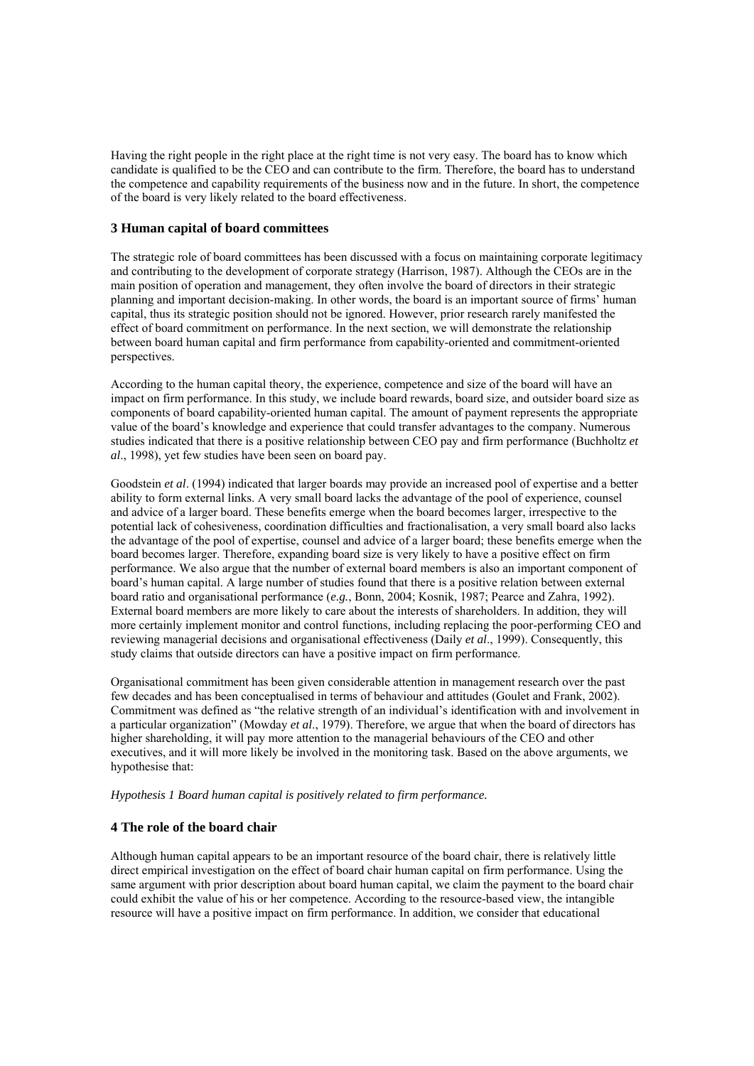Having the right people in the right place at the right time is not very easy. The board has to know which candidate is qualified to be the CEO and can contribute to the firm. Therefore, the board has to understand the competence and capability requirements of the business now and in the future. In short, the competence of the board is very likely related to the board effectiveness.

## 3 Human capital of board committees

The strategic role of board committees has been discussed with a focus on maintaining corporate legitimacy and contributing to the development of corporate strategy (Harrison, 1987). Although the CEOs are in the main position of operation and management, they often involve the board of directors in their strategic planning and important decision-making. In other words, the board is an important source of firms' human capital, thus its strategic position should not be ignored. However, prior research rarely manifested the effect of board commitment on performance. In the next section, we will demonstrate the relationship between board human capital and firm performance from capability-oriented and commitment-oriented perspectives.

According to the human capital theory, the experience, competence and size of the board will have an impact on firm performance. In this study, we include board rewards, board size, and outsider board size as components of board capability-oriented human capital. The amount of payment represents the appropriate value of the board's knowledge and experience that could transfer advantages to the company. Numerous studies indicated that there is a positive relationship between CEO pay and firm performance (Buchholtz *et al*., 1998), yet few studies have been seen on board pay.

Goodstein *et al*. (1994) indicated that larger boards may provide an increased pool of expertise and a better ability to form external links. A very small board lacks the advantage of the pool of experience, counsel and advice of a larger board. These benefits emerge when the board becomes larger, irrespective to the potential lack of cohesiveness, coordination difficulties and fractionalisation, a very small board also lacks the advantage of the pool of expertise, counsel and advice of a larger board; these benefits emerge when the board becomes larger. Therefore, expanding board size is very likely to have a positive effect on firm performance. We also argue that the number of external board members is also an important component of board's human capital. A large number of studies found that there is a positive relation between external board ratio and organisational performance (*e.g.*, Bonn, 2004; Kosnik, 1987; Pearce and Zahra, 1992). External board members are more likely to care about the interests of shareholders. In addition, they will more certainly implement monitor and control functions, including replacing the poor-performing CEO and reviewing managerial decisions and organisational effectiveness (Daily *et al*., 1999). Consequently, this study claims that outside directors can have a positive impact on firm performance.

Organisational commitment has been given considerable attention in management research over the past few decades and has been conceptualised in terms of behaviour and attitudes (Goulet and Frank, 2002). Commitment was defined as "the relative strength of an individual's identification with and involvement in a particular organization" (Mowday *et al*., 1979). Therefore, we argue that when the board of directors has higher shareholding, it will pay more attention to the managerial behaviours of the CEO and other executives, and it will more likely be involved in the monitoring task. Based on the above arguments, we hypothesise that:

*Hypothesis 1 Board human capital is positively related to firm performance.*

## 4 The role of the board chair

Although human capital appears to be an important resource of the board chair, there is relatively little direct empirical investigation on the effect of board chair human capital on firm performance. Using the same argument with prior description about board human capital, we claim the payment to the board chair could exhibit the value of his or her competence. According to the resource-based view, the intangible resource will have a positive impact on firm performance. In addition, we consider that educational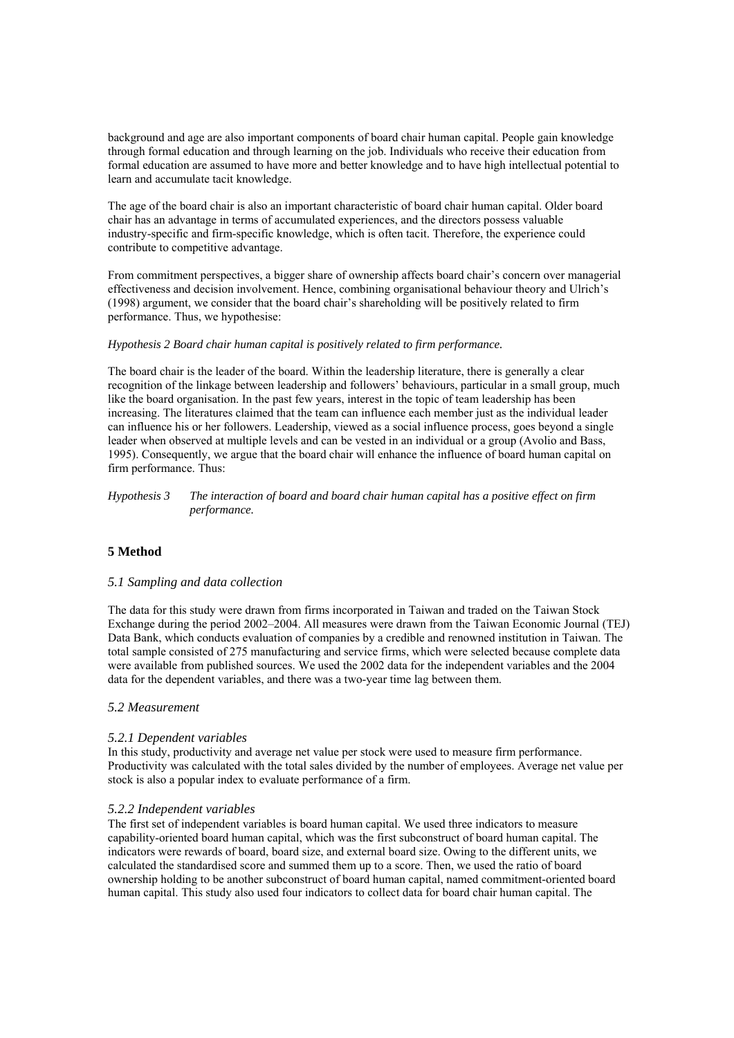background and age are also important components of board chair human capital. People gain knowledge through formal education and through learning on the job. Individuals who receive their education from formal education are assumed to have more and better knowledge and to have high intellectual potential to learn and accumulate tacit knowledge.

The age of the board chair is also an important characteristic of board chair human capital. Older board chair has an advantage in terms of accumulated experiences, and the directors possess valuable industry-specific and firm-specific knowledge, which is often tacit. Therefore, the experience could contribute to competitive advantage.

From commitment perspectives, a bigger share of ownership affects board chair's concern over managerial effectiveness and decision involvement. Hence, combining organisational behaviour theory and Ulrich's (1998) argument, we consider that the board chair's shareholding will be positively related to firm performance. Thus, we hypothesise:

*Hypothesis 2 Board chair human capital is positively related to firm performance.*

The board chair is the leader of the board. Within the leadership literature, there is generally a clear recognition of the linkage between leadership and followers' behaviours, particular in a small group, much like the board organisation. In the past few years, interest in the topic of team leadership has been increasing. The literatures claimed that the team can influence each member just as the individual leader can influence his or her followers. Leadership, viewed as a social influence process, goes beyond a single leader when observed at multiple levels and can be vested in an individual or a group (Avolio and Bass, 1995). Consequently, we argue that the board chair will enhance the influence of board human capital on firm performance. Thus:

*Hypothesis 3 The interaction of board and board chair human capital has a positive effect on firm performance.*

## 5 Method

### *5.1 Sampling and data collection*

The data for this study were drawn from firms incorporated in Taiwan and traded on the Taiwan Stock Exchange during the period 2002–2004. All measures were drawn from the Taiwan Economic Journal (TEJ) Data Bank, which conducts evaluation of companies by a credible and renowned institution in Taiwan. The total sample consisted of 275 manufacturing and service firms, which were selected because complete data were available from published sources. We used the 2002 data for the independent variables and the 2004 data for the dependent variables, and there was a two-year time lag between them.

### *5.2 Measurement*

#### *5.2.1 Dependent variables*

In this study, productivity and average net value per stock were used to measure firm performance. Productivity was calculated with the total sales divided by the number of employees. Average net value per stock is also a popular index to evaluate performance of a firm.

#### *5.2.2 Independent variables*

The first set of independent variables is board human capital. We used three indicators to measure capability-oriented board human capital, which was the first subconstruct of board human capital. The indicators were rewards of board, board size, and external board size. Owing to the different units, we calculated the standardised score and summed them up to a score. Then, we used the ratio of board ownership holding to be another subconstruct of board human capital, named commitment-oriented board human capital. This study also used four indicators to collect data for board chair human capital. The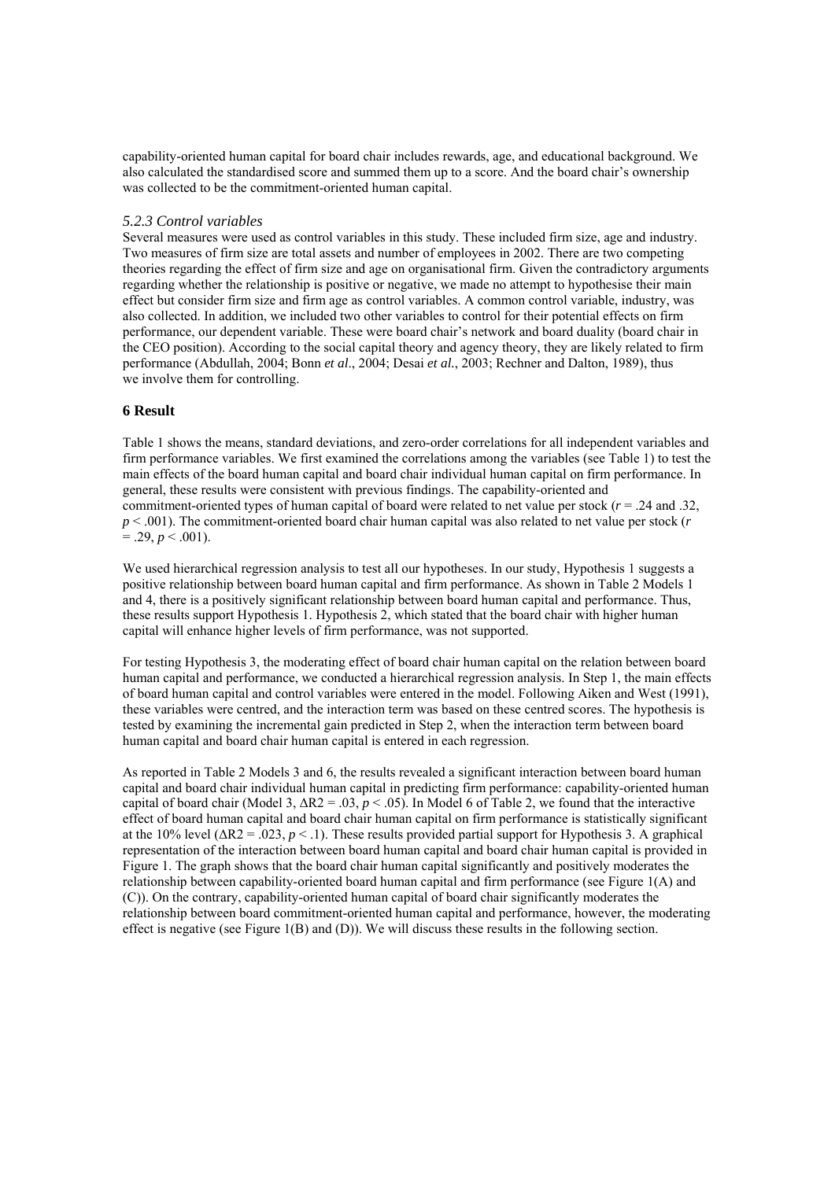capability-oriented human capital for board chair includes rewards, age, and educational background. We also calculated the standardised score and summed them up to a score. And the board chair's ownership was collected to be the commitment-oriented human capital.

### *5.2.3 Control variables*

Several measures were used as control variables in this study. These included firm size, age and industry. Two measures of firm size are total assets and number of employees in 2002. There are two competing theories regarding the effect of firm size and age on organisational firm. Given the contradictory arguments regarding whether the relationship is positive or negative, we made no attempt to hypothesise their main effect but consider firm size and firm age as control variables. A common control variable, industry, was also collected. In addition, we included two other variables to control for their potential effects on firm performance, our dependent variable. These were board chair's network and board duality (board chair in the CEO position). According to the social capital theory and agency theory, they are likely related to firm performance (Abdullah, 2004; Bonn *et al*., 2004; Desai *et al.*, 2003; Rechner and Dalton, 1989), thus we involve them for controlling.

## 6 Result

Table 1 shows the means, standard deviations, and zero-order correlations for all independent variables and firm performance variables. We first examined the correlations among the variables (see Table 1) to test the main effects of the board human capital and board chair individual human capital on firm performance. In general, these results were consistent with previous findings. The capability-oriented and commitment-oriented types of human capital of board were related to net value per stock ($r$ = .24 and .32, $p < .001$). The commitment-oriented board chair human capital was also related to net value per stock ($r$ = .29, $p < .001$).

We used hierarchical regression analysis to test all our hypotheses. In our study, Hypothesis 1 suggests a positive relationship between board human capital and firm performance. As shown in Table 2 Models 1 and 4, there is a positively significant relationship between board human capital and performance. Thus, these results support Hypothesis 1. Hypothesis 2, which stated that the board chair with higher human capital will enhance higher levels of firm performance, was not supported.

For testing Hypothesis 3, the moderating effect of board chair human capital on the relation between board human capital and performance, we conducted a hierarchical regression analysis. In Step 1, the main effects of board human capital and control variables were entered in the model. Following Aiken and West (1991), these variables were centred, and the interaction term was based on these centred scores. The hypothesis is tested by examining the incremental gain predicted in Step 2, when the interaction term between board human capital and board chair human capital is entered in each regression.

As reported in Table 2 Models 3 and 6, the results revealed a significant interaction between board human capital and board chair individual human capital in predicting firm performance: capability-oriented human capital of board chair (Model 3, $\Delta R2 = .03$, $p < .05$). In Model 6 of Table 2, we found that the interactive effect of board human capital and board chair human capital on firm performance is statistically significant at the 10% level ($\Delta R2 = .023$, $p < .1$). These results provided partial support for Hypothesis 3. A graphical representation of the interaction between board human capital and board chair human capital is provided in Figure 1. The graph shows that the board chair human capital significantly and positively moderates the relationship between capability-oriented board human capital and firm performance (see Figure 1(A) and (C)). On the contrary, capability-oriented human capital of board chair significantly moderates the relationship between board commitment-oriented human capital and performance, however, the moderating effect is negative (see Figure 1(B) and (D)). We will discuss these results in the following section.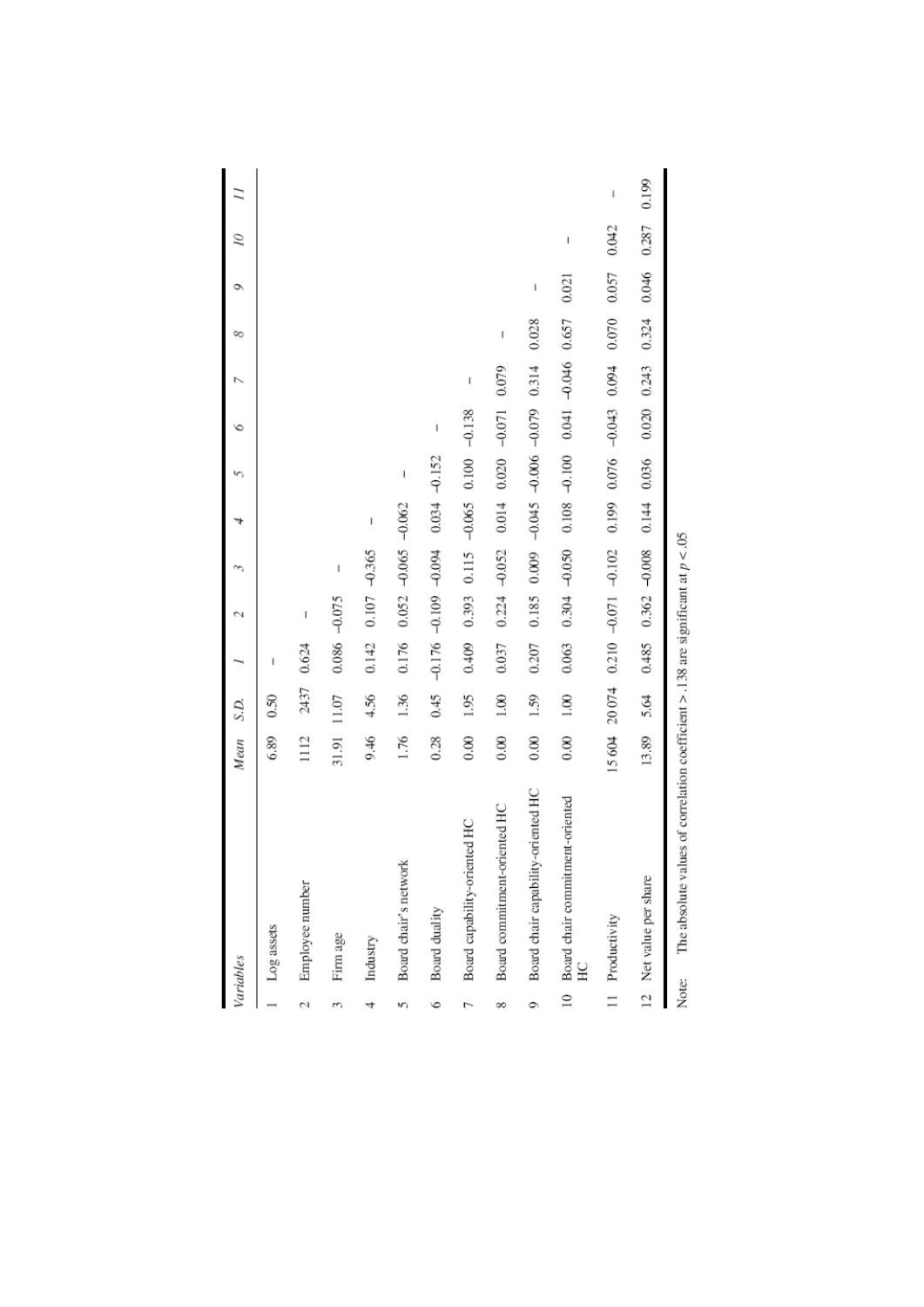| | Variables | Mean | S.D. | 1 | 2 | 3 | 4 | 5 | 6 | 7 | 8 | 9 | 10 | 11 |
|---|---|---|---|---|---|---|---|---|---|---|---|---|---|---|
| 1 | Log assets | 6.89 | 0.50 | – | | | | | | | | | | |
| 2 | Employee number | 1112 | 2437 | 0.624 | – | | | | | | | | | |
| 3 | Firm age | 31.91 | 11.07 | 0.086 | –0.075 | – | | | | | | | | |
| 4 | Industry | 9.46 | 4.56 | 0.142 | 0.107 | –0.365 | – | | | | | | | |
| 5 | Board chair's network | 1.76 | 1.36 | 0.176 | 0.052 | –0.065 | –0.062 | – | | | | | | |
| 6 | Board duality | 0.28 | 0.45 | –0.176 | –0.109 | –0.094 | 0.034 | –0.152 | – | | | | | |
| 7 | Board capability-oriented HC | 0.00 | 1.95 | 0.409 | 0.393 | 0.115 | –0.065 | 0.100 | –0.138 | – | | | | |
| 8 | Board commitment-oriented HC | 0.00 | 1.00 | 0.037 | 0.224 | –0.052 | 0.014 | 0.020 | –0.071 | 0.079 | – | | | |
| 9 | Board chair capability-oriented HC | 0.00 | 1.59 | 0.207 | 0.185 | 0.009 | –0.045 | –0.006 | –0.079 | 0.314 | 0.028 | – | | |
| 10 | Board chair commitment-oriented HC | 0.00 | 1.00 | 0.063 | 0.304 | –0.050 | 0.108 | –0.100 | 0.041 | –0.046 | 0.657 | 0.021 | – | |
| 11 | Productivity | 15 604 | 20 074 | 0.210 | –0.071 | –0.102 | 0.199 | 0.076 | –0.043 | 0.094 | 0.070 | 0.057 | 0.042 | – |
| 12 | Net value per share | 13.89 | 5.64 | 0.485 | 0.362 | –0.008 | 0.144 | 0.036 | 0.020 | 0.243 | 0.324 | 0.046 | 0.287 | 0.199 |

Note: The absolute values of correlation coefficient > .138 are significant at $p < .05$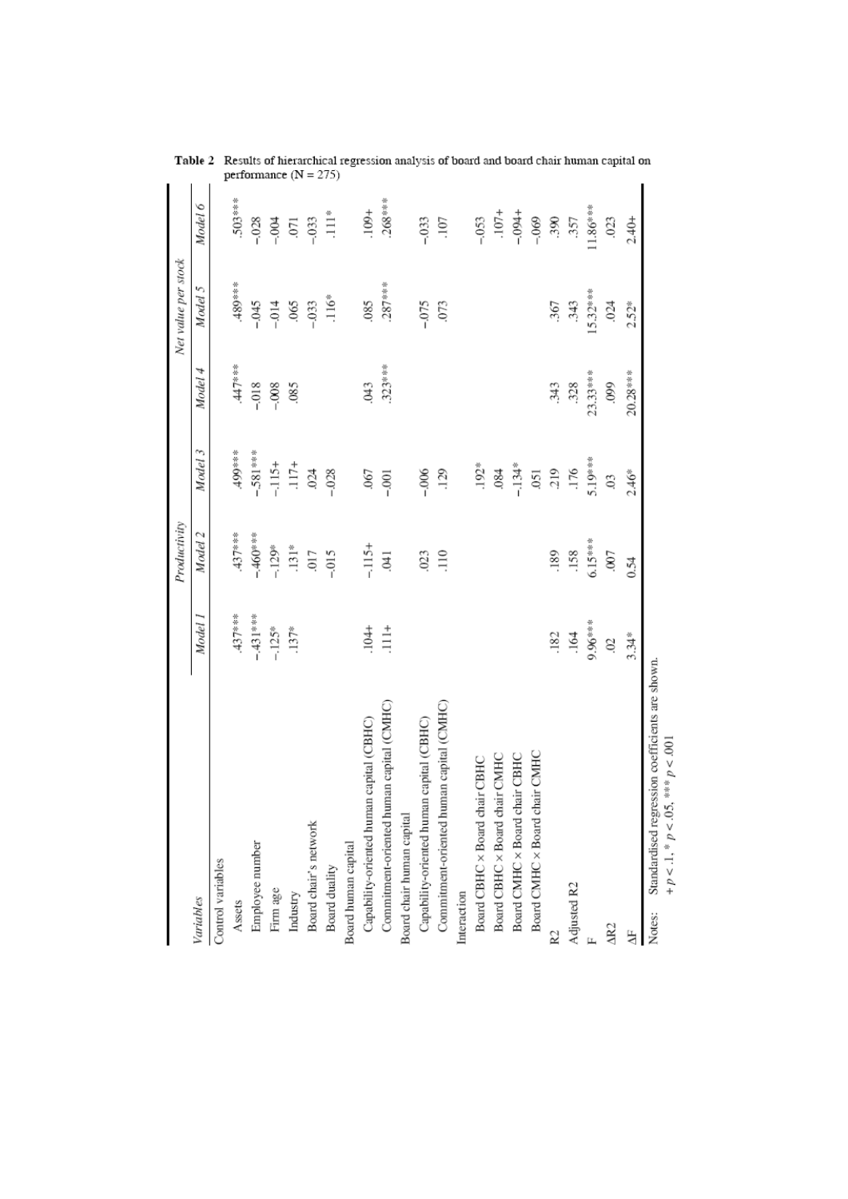**Table 2** Results of hierarchical regression analysis of board and board chair human capital on performance (N = 275)

| Variables | Productivity | | | Net value per stock | | |
|---|---|---|---|---|---|---|
| | Model 1 | Model 2 | Model 3 | Model 4 | Model 5 | Model 6 |
| Control variables | | | | | | |
| Assets | .437*** | .437*** | .499*** | .447*** | .489*** | .503*** |
| Employee number | −.431*** | −.460*** | −.581*** | −.018 | −.045 | −.028 |
| Firm age | −.125* | −.129* | −.115+ | −.008 | −.014 | −.004 |
| Industry | .137* | .131* | .117+ | .085 | .065 | .071 |
| Board chair's network | | .017 | .024 | | −.033 | −.033 |
| Board duality | | −.015 | −.028 | | .116* | .111* |
| Board human capital | | | | | | |
| Capability-oriented human capital (CBHC) | .104+ | −.115+ | .067 | .043 | .085 | .109+ |
| Commitment-oriented human capital (CMHC) | .111+ | .041 | −.001 | .323*** | .287*** | .268*** |
| Board chair human capital | | | | | | |
| Capability-oriented human capital (CBHC) | | .023 | −.006 | | −.075 | −.033 |
| Commitment-oriented human capital (CMHC) | | .110 | .129 | | .073 | .107 |
| Interaction | | | | | | |
| Board CBHC × Board chair CBHC | | | .192* | | | −.053 |
| Board CBHC × Board chair CMHC | | | .084 | | | .107+ |
| Board CMHC × Board chair CBHC | | | −.134* | | | −.094+ |
| Board CMHC × Board chair CMHC | | | .051 | | | −.069 |
| R2 | .182 | .189 | .219 | .343 | .367 | .390 |
| Adjusted R2 | .164 | .158 | .176 | .328 | .343 | .357 |
| F | 9.96*** | 6.15*** | 5.19*** | 23.33*** | 15.32*** | 11.86*** |
| ΔR2 | .02 | .007 | .03 | .099 | .024 | .023 |
| ΔF | 3.34* | 0.54 | 2.46* | 20.28*** | 2.52* | 2.40+ |

Notes: Standardised regression coefficients are shown.
+ $p < .1$, * $p < .05$, *** $p < .001$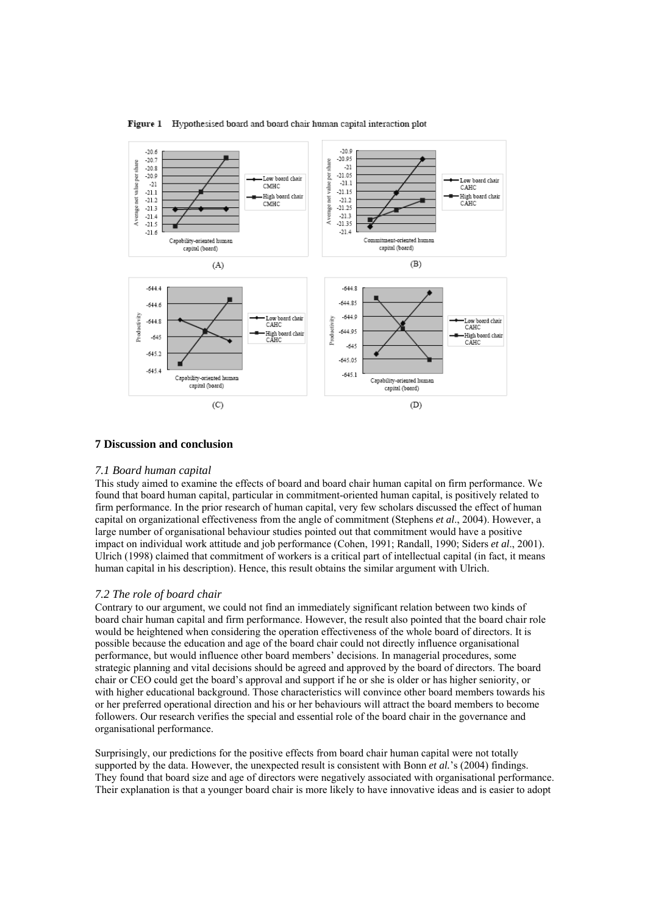**Figure 1** Hypothesised board and board chair human capital interaction plot

## 7 Discussion and conclusion

### *7.1 Board human capital*

This study aimed to examine the effects of board and board chair human capital on firm performance. We found that board human capital, particular in commitment-oriented human capital, is positively related to firm performance. In the prior research of human capital, very few scholars discussed the effect of human capital on organizational effectiveness from the angle of commitment (Stephens *et al*., 2004). However, a large number of organisational behaviour studies pointed out that commitment would have a positive impact on individual work attitude and job performance (Cohen, 1991; Randall, 1990; Siders *et al*., 2001). Ulrich (1998) claimed that commitment of workers is a critical part of intellectual capital (in fact, it means human capital in his description). Hence, this result obtains the similar argument with Ulrich.

### *7.2 The role of board chair*

Contrary to our argument, we could not find an immediately significant relation between two kinds of board chair human capital and firm performance. However, the result also pointed that the board chair role would be heightened when considering the operation effectiveness of the whole board of directors. It is possible because the education and age of the board chair could not directly influence organisational performance, but would influence other board members' decisions. In managerial procedures, some strategic planning and vital decisions should be agreed and approved by the board of directors. The board chair or CEO could get the board's approval and support if he or she is older or has higher seniority, or with higher educational background. Those characteristics will convince other board members towards his or her preferred operational direction and his or her behaviours will attract the board members to become followers. Our research verifies the special and essential role of the board chair in the governance and organisational performance.

Surprisingly, our predictions for the positive effects from board chair human capital were not totally supported by the data. However, the unexpected result is consistent with Bonn *et al.*'s (2004) findings. They found that board size and age of directors were negatively associated with organisational performance. Their explanation is that a younger board chair is more likely to have innovative ideas and is easier to adopt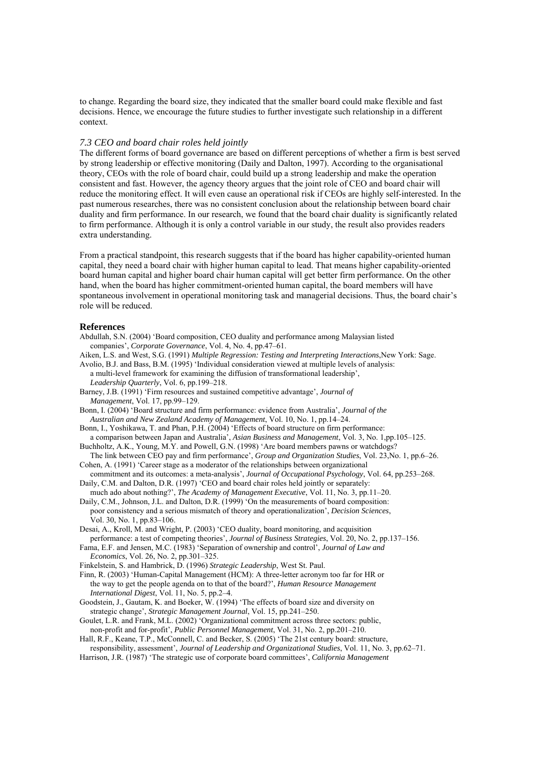to change. Regarding the board size, they indicated that the smaller board could make flexible and fast decisions. Hence, we encourage the future studies to further investigate such relationship in a different context.

### *7.3 CEO and board chair roles held jointly*

The different forms of board governance are based on different perceptions of whether a firm is best served by strong leadership or effective monitoring (Daily and Dalton, 1997). According to the organisational theory, CEOs with the role of board chair, could build up a strong leadership and make the operation consistent and fast. However, the agency theory argues that the joint role of CEO and board chair will reduce the monitoring effect. It will even cause an operational risk if CEOs are highly self-interested. In the past numerous researches, there was no consistent conclusion about the relationship between board chair duality and firm performance. In our research, we found that the board chair duality is significantly related to firm performance. Although it is only a control variable in our study, the result also provides readers extra understanding.

From a practical standpoint, this research suggests that if the board has higher capability-oriented human capital, they need a board chair with higher human capital to lead. That means higher capability-oriented board human capital and higher board chair human capital will get better firm performance. On the other hand, when the board has higher commitment-oriented human capital, the board members will have spontaneous involvement in operational monitoring task and managerial decisions. Thus, the board chair's role will be reduced.

## References

Abdullah, S.N. (2004) 'Board composition, CEO duality and performance among Malaysian listed companies', *Corporate Governance*, Vol. 4, No. 4, pp.47–61.

Aiken, L.S. and West, S.G. (1991) *Multiple Regression: Testing and Interpreting Interactions*,New York: Sage.

Avolio, B.J. and Bass, B.M. (1995) 'Individual consideration viewed at multiple levels of analysis: a multi-level framework for examining the diffusion of transformational leadership', *Leadership Quarterly*, Vol. 6, pp.199–218.

Barney, J.B. (1991) 'Firm resources and sustained competitive advantage', *Journal of Management*, Vol. 17, pp.99–129.

Bonn, I. (2004) 'Board structure and firm performance: evidence from Australia', *Journal of the Australian and New Zealand Academy of Management*, Vol. 10, No. 1, pp.14–24.

Bonn, I., Yoshikawa, T. and Phan, P.H. (2004) 'Effects of board structure on firm performance: a comparison between Japan and Australia', *Asian Business and Management*, Vol. 3, No. 1,pp.105–125.

Buchholtz, A.K., Young, M.Y. and Powell, G.N. (1998) 'Are board members pawns or watchdogs? The link between CEO pay and firm performance', *Group and Organization Studies*, Vol. 23,No. 1, pp.6–26.

Cohen, A. (1991) 'Career stage as a moderator of the relationships between organizational commitment and its outcomes: a meta-analysis', *Journal of Occupational Psychology*, Vol. 64, pp.253–268.

Daily, C.M. and Dalton, D.R. (1997) 'CEO and board chair roles held jointly or separately: much ado about nothing?', *The Academy of Management Executive*, Vol. 11, No. 3, pp.11–20.

Daily, C.M., Johnson, J.L. and Dalton, D.R. (1999) 'On the measurements of board composition: poor consistency and a serious mismatch of theory and operationalization', *Decision Sciences*, Vol. 30, No. 1, pp.83–106.

Desai, A., Kroll, M. and Wright, P. (2003) 'CEO duality, board monitoring, and acquisition performance: a test of competing theories', *Journal of Business Strategies*, Vol. 20, No. 2, pp.137–156.

Fama, E.F. and Jensen, M.C. (1983) 'Separation of ownership and control', *Journal of Law and Economics*, Vol. 26, No. 2, pp.301–325.

Finkelstein, S. and Hambrick, D. (1996) *Strategic Leadership*, West St. Paul.

Finn, R. (2003) 'Human-Capital Management (HCM): A three-letter acronym too far for HR or the way to get the people agenda on to that of the board?', *Human Resource Management International Digest*, Vol. 11, No. 5, pp.2–4.

Goodstein, J., Gautam, K. and Boeker, W. (1994) 'The effects of board size and diversity on strategic change', *Strategic Management Journal*, Vol. 15, pp.241–250.

Goulet, L.R. and Frank, M.L. (2002) 'Organizational commitment across three sectors: public, non-profit and for-profit', *Public Personnel Management*, Vol. 31, No. 2, pp.201–210.

Hall, R.F., Keane, T.P., McConnell, C. and Becker, S. (2005) 'The 21st century board: structure, responsibility, assessment', *Journal of Leadership and Organizational Studies*, Vol. 11, No. 3, pp.62–71.

Harrison, J.R. (1987) 'The strategic use of corporate board committees', *California Management*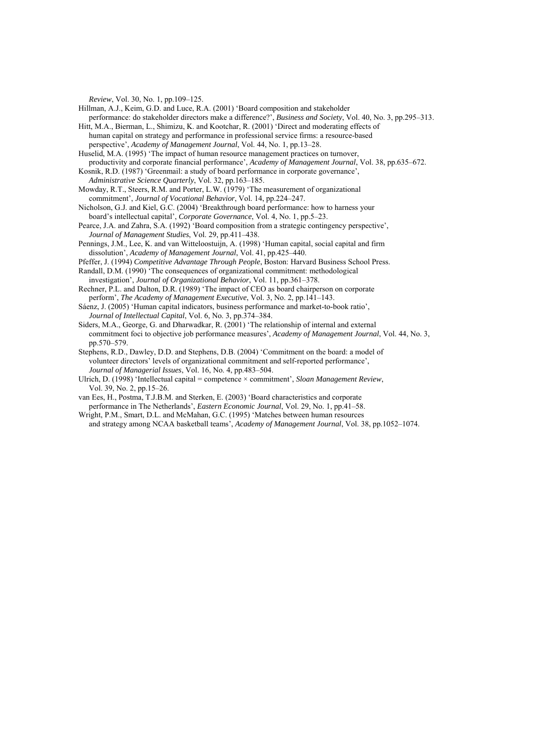*Review*, Vol. 30, No. 1, pp.109–125.

Hillman, A.J., Keim, G.D. and Luce, R.A. (2001) 'Board composition and stakeholder performance: do stakeholder directors make a difference?', *Business and Society*, Vol. 40, No. 3, pp.295–313.

Hitt, M.A., Bierman, L., Shimizu, K. and Kootchar, R. (2001) 'Direct and moderating effects of human capital on strategy and performance in professional service firms: a resource-based perspective', *Academy of Management Journal*, Vol. 44, No. 1, pp.13–28.

Huselid, M.A. (1995) 'The impact of human resource management practices on turnover, productivity and corporate financial performance', *Academy of Management Journal*, Vol. 38, pp.635–672.

Kosnik, R.D. (1987) 'Greenmail: a study of board performance in corporate governance', *Administrative Science Quarterly*, Vol. 32, pp.163–185.

Mowday, R.T., Steers, R.M. and Porter, L.W. (1979) 'The measurement of organizational commitment', *Journal of Vocational Behavior*, Vol. 14, pp.224–247.

Nicholson, G.J. and Kiel, G.C. (2004) 'Breakthrough board performance: how to harness your board's intellectual capital', *Corporate Governance*, Vol. 4, No. 1, pp.5–23.

Pearce, J.A. and Zahra, S.A. (1992) 'Board composition from a strategic contingency perspective', *Journal of Management Studies*, Vol. 29, pp.411–438.

Pennings, J.M., Lee, K. and van Witteloostuijn, A. (1998) 'Human capital, social capital and firm dissolution', *Academy of Management Journal*, Vol. 41, pp.425–440.

Pfeffer, J. (1994) *Competitive Advantage Through People*, Boston: Harvard Business School Press.

Randall, D.M. (1990) 'The consequences of organizational commitment: methodological investigation', *Journal of Organizational Behavior*, Vol. 11, pp.361–378.

Rechner, P.L. and Dalton, D.R. (1989) 'The impact of CEO as board chairperson on corporate perform', *The Academy of Management Executive*, Vol. 3, No. 2, pp.141–143.

Sáenz, J. (2005) 'Human capital indicators, business performance and market-to-book ratio', *Journal of Intellectual Capital*, Vol. 6, No. 3, pp.374–384.

Siders, M.A., George, G. and Dharwadkar, R. (2001) 'The relationship of internal and external commitment foci to objective job performance measures', *Academy of Management Journal*, Vol. 44, No. 3, pp.570–579.

Stephens, R.D., Dawley, D.D. and Stephens, D.B. (2004) 'Commitment on the board: a model of volunteer directors' levels of organizational commitment and self-reported performance', *Journal of Managerial Issues*, Vol. 16, No. 4, pp.483–504.

Ulrich, D. (1998) 'Intellectual capital = competence × commitment', *Sloan Management Review*, Vol. 39, No. 2, pp.15–26.

van Ees, H., Postma, T.J.B.M. and Sterken, E. (2003) 'Board characteristics and corporate performance in The Netherlands', *Eastern Economic Journal*, Vol. 29, No. 1, pp.41–58.

Wright, P.M., Smart, D.L. and McMahan, G.C. (1995) 'Matches between human resources and strategy among NCAA basketball teams', *Academy of Management Journal*, Vol. 38, pp.1052–1074.